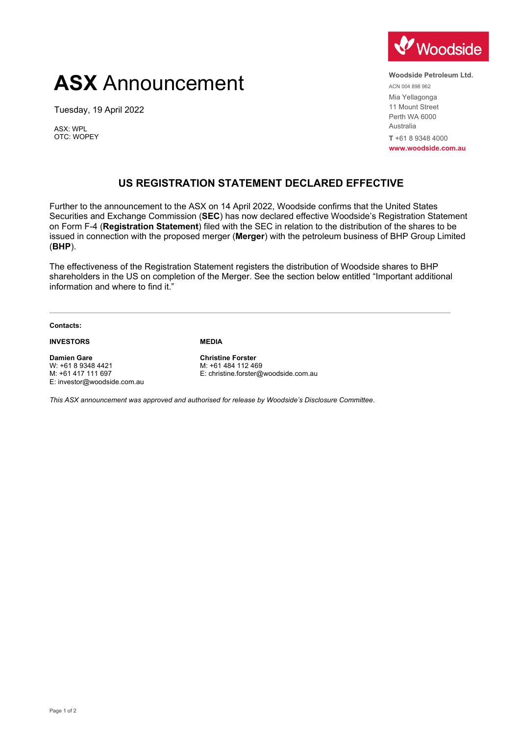# **ASX** Announcement

Tuesday, 19 April 2022

ASX: WPL
OTC: WOPEY

**Woodside Petroleum Ltd.**
ACN 004 898 962
Mia Yellagonga
11 Mount Street
Perth WA 6000
Australia
**T** +61 8 9348 4000
**www.woodside.com.au**

## US REGISTRATION STATEMENT DECLARED EFFECTIVE

Further to the announcement to the ASX on 14 April 2022, Woodside confirms that the United States Securities and Exchange Commission (**SEC**) has now declared effective Woodside's Registration Statement on Form F-4 (**Registration Statement**) filed with the SEC in relation to the distribution of the shares to be issued in connection with the proposed merger (**Merger**) with the petroleum business of BHP Group Limited (**BHP**).

The effectiveness of the Registration Statement registers the distribution of Woodside shares to BHP shareholders in the US on completion of the Merger. See the section below entitled "Important additional information and where to find it."

---

**Contacts:**

**INVESTORS**

**Damien Gare**
W: +61 8 9348 4421
M: +61 417 111 697
E: investor@woodside.com.au

**MEDIA**

**Christine Forster**
M: +61 484 112 469
E: christine.forster@woodside.com.au

*This ASX announcement was approved and authorised for release by Woodside's Disclosure Committee.*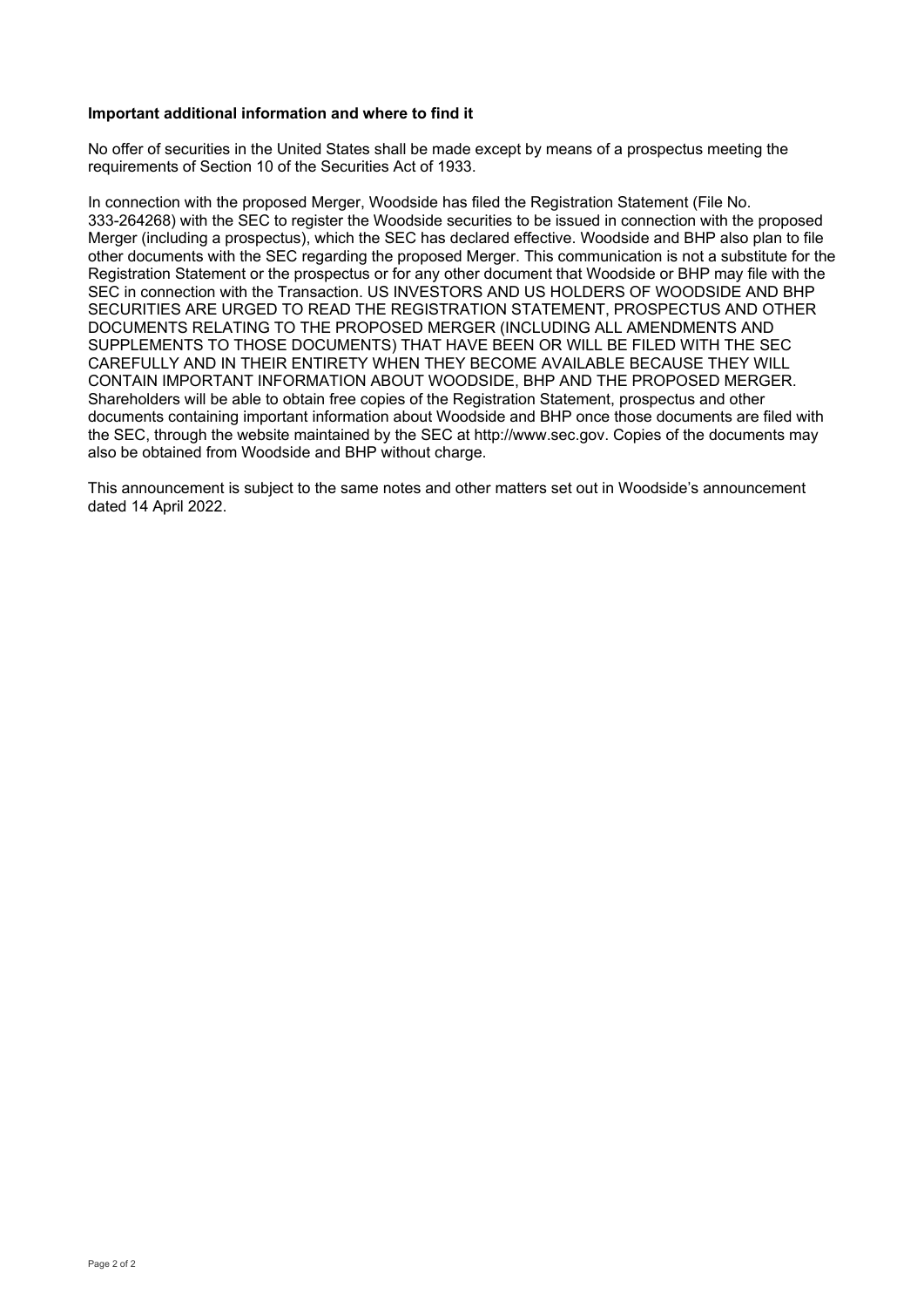**Important additional information and where to find it**

No offer of securities in the United States shall be made except by means of a prospectus meeting the requirements of Section 10 of the Securities Act of 1933.

In connection with the proposed Merger, Woodside has filed the Registration Statement (File No. 333-264268) with the SEC to register the Woodside securities to be issued in connection with the proposed Merger (including a prospectus), which the SEC has declared effective. Woodside and BHP also plan to file other documents with the SEC regarding the proposed Merger. This communication is not a substitute for the Registration Statement or the prospectus or for any other document that Woodside or BHP may file with the SEC in connection with the Transaction. US INVESTORS AND US HOLDERS OF WOODSIDE AND BHP SECURITIES ARE URGED TO READ THE REGISTRATION STATEMENT, PROSPECTUS AND OTHER DOCUMENTS RELATING TO THE PROPOSED MERGER (INCLUDING ALL AMENDMENTS AND SUPPLEMENTS TO THOSE DOCUMENTS) THAT HAVE BEEN OR WILL BE FILED WITH THE SEC CAREFULLY AND IN THEIR ENTIRETY WHEN THEY BECOME AVAILABLE BECAUSE THEY WILL CONTAIN IMPORTANT INFORMATION ABOUT WOODSIDE, BHP AND THE PROPOSED MERGER. Shareholders will be able to obtain free copies of the Registration Statement, prospectus and other documents containing important information about Woodside and BHP once those documents are filed with the SEC, through the website maintained by the SEC at http://www.sec.gov. Copies of the documents may also be obtained from Woodside and BHP without charge.

This announcement is subject to the same notes and other matters set out in Woodside's announcement dated 14 April 2022.